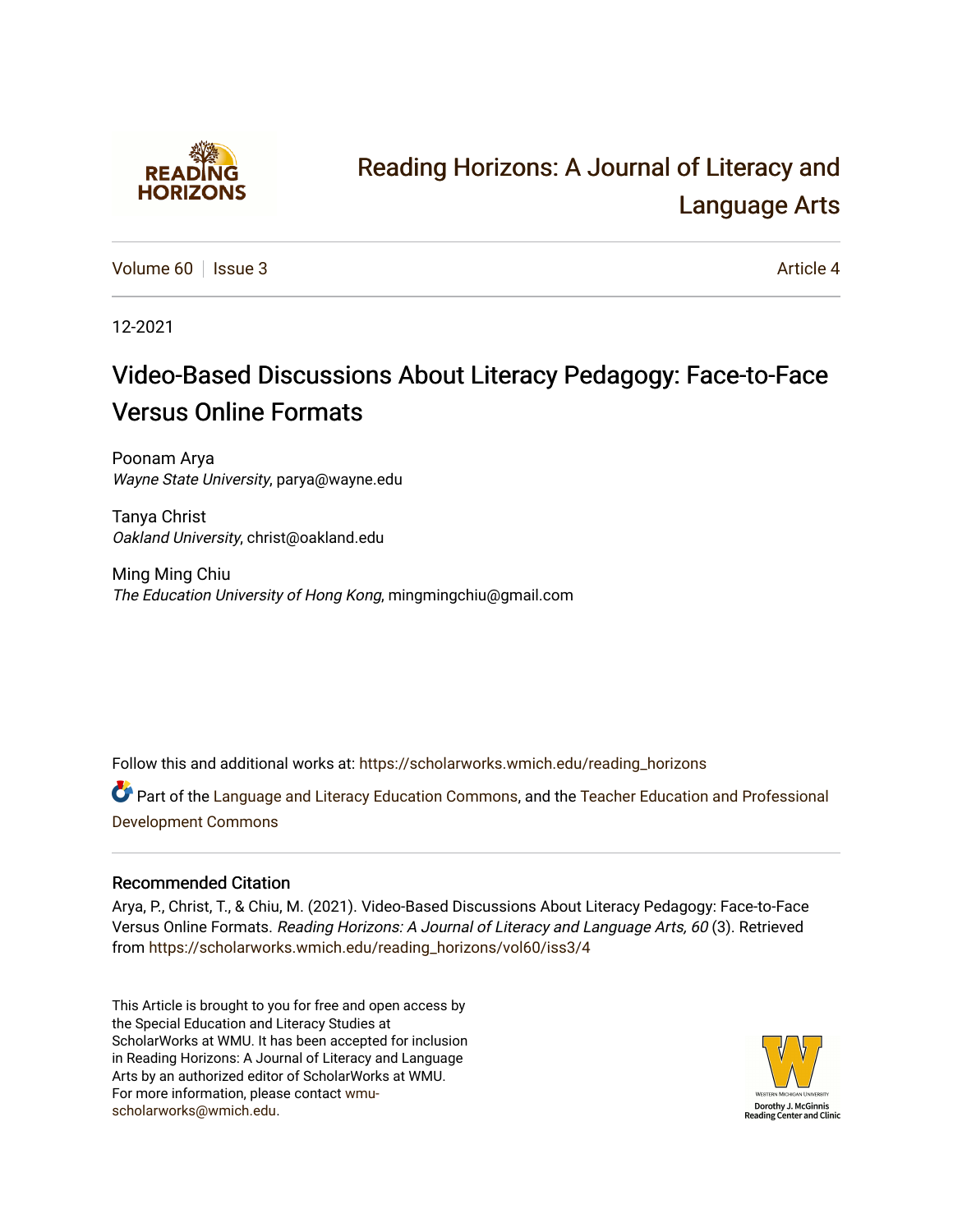# Reading Horizons: A Journal of Literacy and Language Arts

Volume 60 | Issue 3 | Article 4

12-2021

## Video-Based Discussions About Literacy Pedagogy: Face-to-Face Versus Online Formats

Poonam Arya
*Wayne State University*, parya@wayne.edu

Tanya Christ
*Oakland University*, christ@oakland.edu

Ming Ming Chiu
*The Education University of Hong Kong*, mingmingchiu@gmail.com

Follow this and additional works at: https://scholarworks.wmich.edu/reading_horizons

Part of the Language and Literacy Education Commons, and the Teacher Education and Professional Development Commons

### Recommended Citation

Arya, P., Christ, T., & Chiu, M. (2021). Video-Based Discussions About Literacy Pedagogy: Face-to-Face Versus Online Formats. *Reading Horizons: A Journal of Literacy and Language Arts, 60* (3). Retrieved from https://scholarworks.wmich.edu/reading_horizons/vol60/iss3/4

This Article is brought to you for free and open access by the Special Education and Literacy Studies at ScholarWorks at WMU. It has been accepted for inclusion in Reading Horizons: A Journal of Literacy and Language Arts by an authorized editor of ScholarWorks at WMU. For more information, please contact wmu-scholarworks@wmich.edu.

Dorothy J. McGinnis Reading Center and Clinic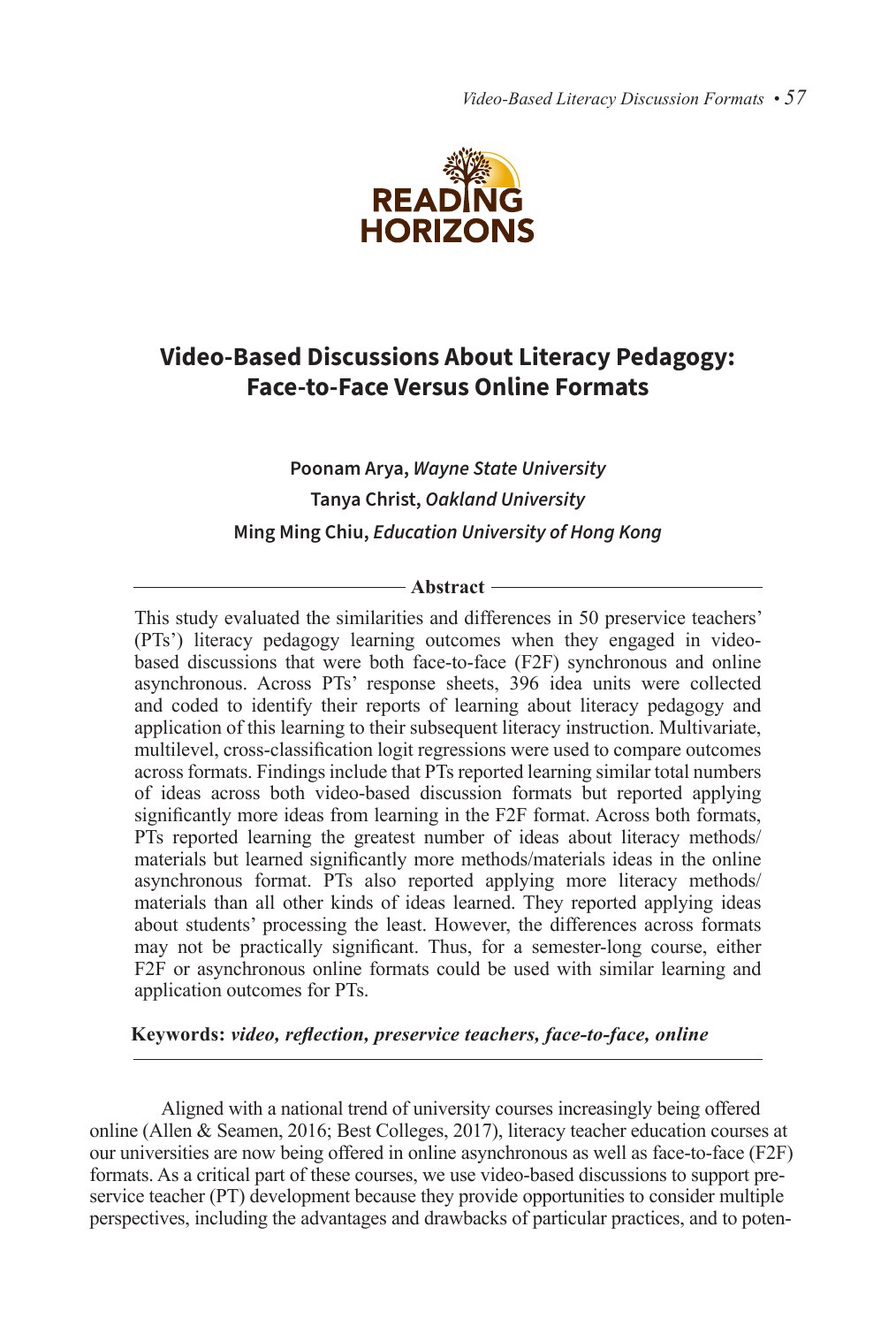# Video-Based Discussions About Literacy Pedagogy: Face-to-Face Versus Online Formats

**Poonam Arya,** ***Wayne State University***

**Tanya Christ,** ***Oakland University***

**Ming Ming Chiu,** ***Education University of Hong Kong***

**Abstract**

This study evaluated the similarities and differences in 50 preservice teachers' (PTs') literacy pedagogy learning outcomes when they engaged in video-based discussions that were both face-to-face (F2F) synchronous and online asynchronous. Across PTs' response sheets, 396 idea units were collected and coded to identify their reports of learning about literacy pedagogy and application of this learning to their subsequent literacy instruction. Multivariate, multilevel, cross-classification logit regressions were used to compare outcomes across formats. Findings include that PTs reported learning similar total numbers of ideas across both video-based discussion formats but reported applying significantly more ideas from learning in the F2F format. Across both formats, PTs reported learning the greatest number of ideas about literacy methods/materials but learned significantly more methods/materials ideas in the online asynchronous format. PTs also reported applying more literacy methods/materials than all other kinds of ideas learned. They reported applying ideas about students' processing the least. However, the differences across formats may not be practically significant. Thus, for a semester-long course, either F2F or asynchronous online formats could be used with similar learning and application outcomes for PTs.

**Keywords:** ***video, reflection, preservice teachers, face-to-face, online***

Aligned with a national trend of university courses increasingly being offered online (Allen & Seamen, 2016; Best Colleges, 2017), literacy teacher education courses at our universities are now being offered in online asynchronous as well as face-to-face (F2F) formats. As a critical part of these courses, we use video-based discussions to support preservice teacher (PT) development because they provide opportunities to consider multiple perspectives, including the advantages and drawbacks of particular practices, and to poten-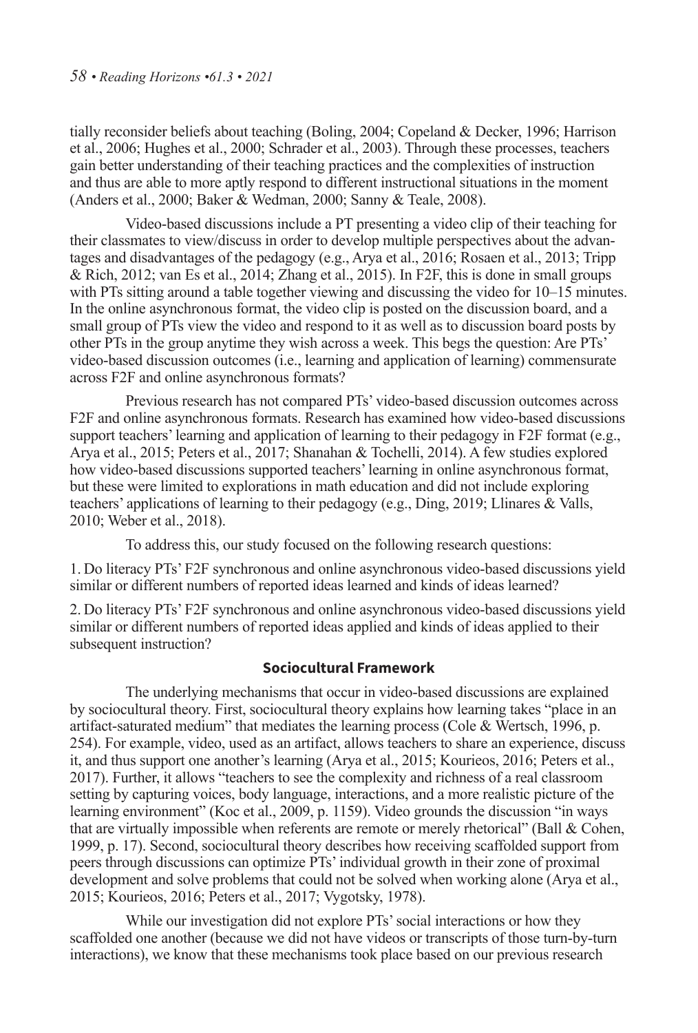tially reconsider beliefs about teaching (Boling, 2004; Copeland & Decker, 1996; Harrison et al., 2006; Hughes et al., 2000; Schrader et al., 2003). Through these processes, teachers gain better understanding of their teaching practices and the complexities of instruction and thus are able to more aptly respond to different instructional situations in the moment (Anders et al., 2000; Baker & Wedman, 2000; Sanny & Teale, 2008).

Video-based discussions include a PT presenting a video clip of their teaching for their classmates to view/discuss in order to develop multiple perspectives about the advantages and disadvantages of the pedagogy (e.g., Arya et al., 2016; Rosaen et al., 2013; Tripp & Rich, 2012; van Es et al., 2014; Zhang et al., 2015). In F2F, this is done in small groups with PTs sitting around a table together viewing and discussing the video for 10–15 minutes. In the online asynchronous format, the video clip is posted on the discussion board, and a small group of PTs view the video and respond to it as well as to discussion board posts by other PTs in the group anytime they wish across a week. This begs the question: Are PTs' video-based discussion outcomes (i.e., learning and application of learning) commensurate across F2F and online asynchronous formats?

Previous research has not compared PTs' video-based discussion outcomes across F2F and online asynchronous formats. Research has examined how video-based discussions support teachers' learning and application of learning to their pedagogy in F2F format (e.g., Arya et al., 2015; Peters et al., 2017; Shanahan & Tochelli, 2014). A few studies explored how video-based discussions supported teachers' learning in online asynchronous format, but these were limited to explorations in math education and did not include exploring teachers' applications of learning to their pedagogy (e.g., Ding, 2019; Llinares & Valls, 2010; Weber et al., 2018).

To address this, our study focused on the following research questions:

1. Do literacy PTs' F2F synchronous and online asynchronous video-based discussions yield similar or different numbers of reported ideas learned and kinds of ideas learned?

2. Do literacy PTs' F2F synchronous and online asynchronous video-based discussions yield similar or different numbers of reported ideas applied and kinds of ideas applied to their subsequent instruction?

## Sociocultural Framework

The underlying mechanisms that occur in video-based discussions are explained by sociocultural theory. First, sociocultural theory explains how learning takes "place in an artifact-saturated medium" that mediates the learning process (Cole & Wertsch, 1996, p. 254). For example, video, used as an artifact, allows teachers to share an experience, discuss it, and thus support one another's learning (Arya et al., 2015; Kourieos, 2016; Peters et al., 2017). Further, it allows "teachers to see the complexity and richness of a real classroom setting by capturing voices, body language, interactions, and a more realistic picture of the learning environment" (Koc et al., 2009, p. 1159). Video grounds the discussion "in ways that are virtually impossible when referents are remote or merely rhetorical" (Ball & Cohen, 1999, p. 17). Second, sociocultural theory describes how receiving scaffolded support from peers through discussions can optimize PTs' individual growth in their zone of proximal development and solve problems that could not be solved when working alone (Arya et al., 2015; Kourieos, 2016; Peters et al., 2017; Vygotsky, 1978).

While our investigation did not explore PTs' social interactions or how they scaffolded one another (because we did not have videos or transcripts of those turn-by-turn interactions), we know that these mechanisms took place based on our previous research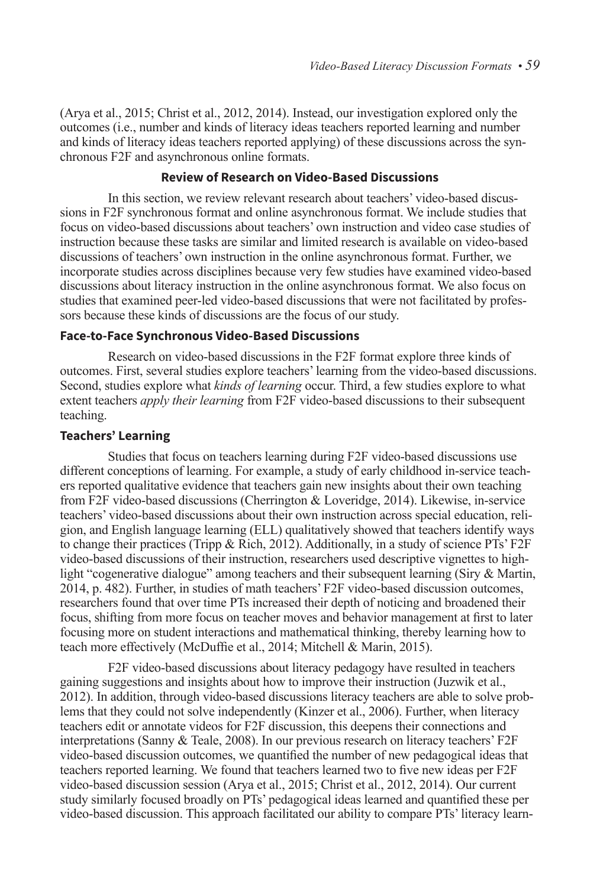(Arya et al., 2015; Christ et al., 2012, 2014). Instead, our investigation explored only the outcomes (i.e., number and kinds of literacy ideas teachers reported learning and number and kinds of literacy ideas teachers reported applying) of these discussions across the synchronous F2F and asynchronous online formats.

## Review of Research on Video-Based Discussions

In this section, we review relevant research about teachers' video-based discussions in F2F synchronous format and online asynchronous format. We include studies that focus on video-based discussions about teachers' own instruction and video case studies of instruction because these tasks are similar and limited research is available on video-based discussions of teachers' own instruction in the online asynchronous format. Further, we incorporate studies across disciplines because very few studies have examined video-based discussions about literacy instruction in the online asynchronous format. We also focus on studies that examined peer-led video-based discussions that were not facilitated by professors because these kinds of discussions are the focus of our study.

### Face-to-Face Synchronous Video-Based Discussions

Research on video-based discussions in the F2F format explore three kinds of outcomes. First, several studies explore teachers' learning from the video-based discussions. Second, studies explore what *kinds of learning* occur. Third, a few studies explore to what extent teachers *apply their learning* from F2F video-based discussions to their subsequent teaching.

### Teachers' Learning

Studies that focus on teachers learning during F2F video-based discussions use different conceptions of learning. For example, a study of early childhood in-service teachers reported qualitative evidence that teachers gain new insights about their own teaching from F2F video-based discussions (Cherrington & Loveridge, 2014). Likewise, in-service teachers' video-based discussions about their own instruction across special education, religion, and English language learning (ELL) qualitatively showed that teachers identify ways to change their practices (Tripp & Rich, 2012). Additionally, in a study of science PTs' F2F video-based discussions of their instruction, researchers used descriptive vignettes to highlight "cogenerative dialogue" among teachers and their subsequent learning (Siry & Martin, 2014, p. 482). Further, in studies of math teachers' F2F video-based discussion outcomes, researchers found that over time PTs increased their depth of noticing and broadened their focus, shifting from more focus on teacher moves and behavior management at first to later focusing more on student interactions and mathematical thinking, thereby learning how to teach more effectively (McDuffie et al., 2014; Mitchell & Marin, 2015).

F2F video-based discussions about literacy pedagogy have resulted in teachers gaining suggestions and insights about how to improve their instruction (Juzwik et al., 2012). In addition, through video-based discussions literacy teachers are able to solve problems that they could not solve independently (Kinzer et al., 2006). Further, when literacy teachers edit or annotate videos for F2F discussion, this deepens their connections and interpretations (Sanny & Teale, 2008). In our previous research on literacy teachers' F2F video-based discussion outcomes, we quantified the number of new pedagogical ideas that teachers reported learning. We found that teachers learned two to five new ideas per F2F video-based discussion session (Arya et al., 2015; Christ et al., 2012, 2014). Our current study similarly focused broadly on PTs' pedagogical ideas learned and quantified these per video-based discussion. This approach facilitated our ability to compare PTs' literacy learn-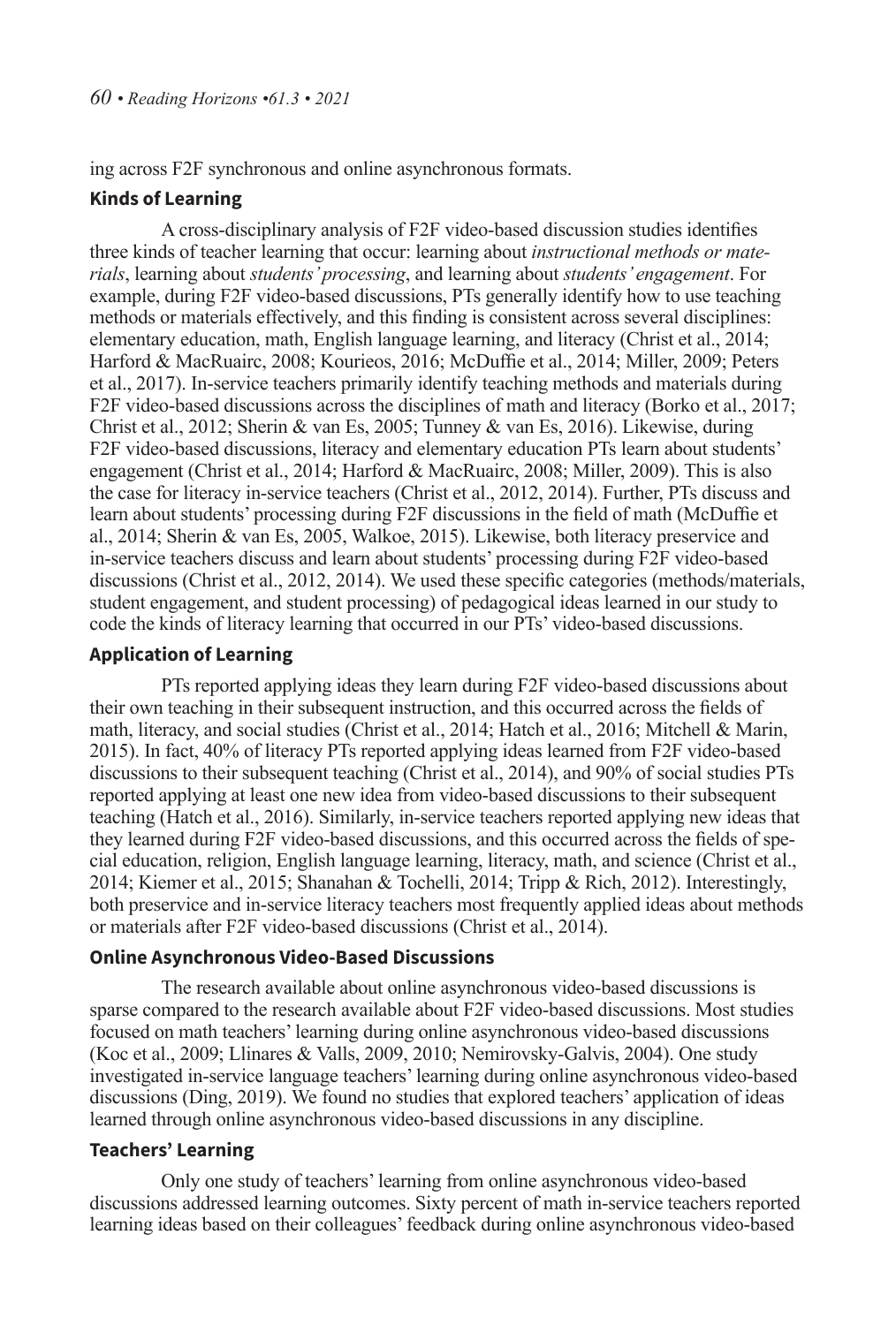ing across F2F synchronous and online asynchronous formats.

### Kinds of Learning

A cross-disciplinary analysis of F2F video-based discussion studies identifies three kinds of teacher learning that occur: learning about *instructional methods or materials*, learning about *students' processing*, and learning about *students' engagement*. For example, during F2F video-based discussions, PTs generally identify how to use teaching methods or materials effectively, and this finding is consistent across several disciplines: elementary education, math, English language learning, and literacy (Christ et al., 2014; Harford & MacRuairc, 2008; Kourieos, 2016; McDuffie et al., 2014; Miller, 2009; Peters et al., 2017). In-service teachers primarily identify teaching methods and materials during F2F video-based discussions across the disciplines of math and literacy (Borko et al., 2017; Christ et al., 2012; Sherin & van Es, 2005; Tunney & van Es, 2016). Likewise, during F2F video-based discussions, literacy and elementary education PTs learn about students' engagement (Christ et al., 2014; Harford & MacRuairc, 2008; Miller, 2009). This is also the case for literacy in-service teachers (Christ et al., 2012, 2014). Further, PTs discuss and learn about students' processing during F2F discussions in the field of math (McDuffie et al., 2014; Sherin & van Es, 2005, Walkoe, 2015). Likewise, both literacy preservice and in-service teachers discuss and learn about students' processing during F2F video-based discussions (Christ et al., 2012, 2014). We used these specific categories (methods/materials, student engagement, and student processing) of pedagogical ideas learned in our study to code the kinds of literacy learning that occurred in our PTs' video-based discussions.

### Application of Learning

PTs reported applying ideas they learn during F2F video-based discussions about their own teaching in their subsequent instruction, and this occurred across the fields of math, literacy, and social studies (Christ et al., 2014; Hatch et al., 2016; Mitchell & Marin, 2015). In fact, 40% of literacy PTs reported applying ideas learned from F2F video-based discussions to their subsequent teaching (Christ et al., 2014), and 90% of social studies PTs reported applying at least one new idea from video-based discussions to their subsequent teaching (Hatch et al., 2016). Similarly, in-service teachers reported applying new ideas that they learned during F2F video-based discussions, and this occurred across the fields of special education, religion, English language learning, literacy, math, and science (Christ et al., 2014; Kiemer et al., 2015; Shanahan & Tochelli, 2014; Tripp & Rich, 2012). Interestingly, both preservice and in-service literacy teachers most frequently applied ideas about methods or materials after F2F video-based discussions (Christ et al., 2014).

### Online Asynchronous Video-Based Discussions

The research available about online asynchronous video-based discussions is sparse compared to the research available about F2F video-based discussions. Most studies focused on math teachers' learning during online asynchronous video-based discussions (Koc et al., 2009; Llinares & Valls, 2009, 2010; Nemirovsky-Galvis, 2004). One study investigated in-service language teachers' learning during online asynchronous video-based discussions (Ding, 2019). We found no studies that explored teachers' application of ideas learned through online asynchronous video-based discussions in any discipline.

### Teachers' Learning

Only one study of teachers' learning from online asynchronous video-based discussions addressed learning outcomes. Sixty percent of math in-service teachers reported learning ideas based on their colleagues' feedback during online asynchronous video-based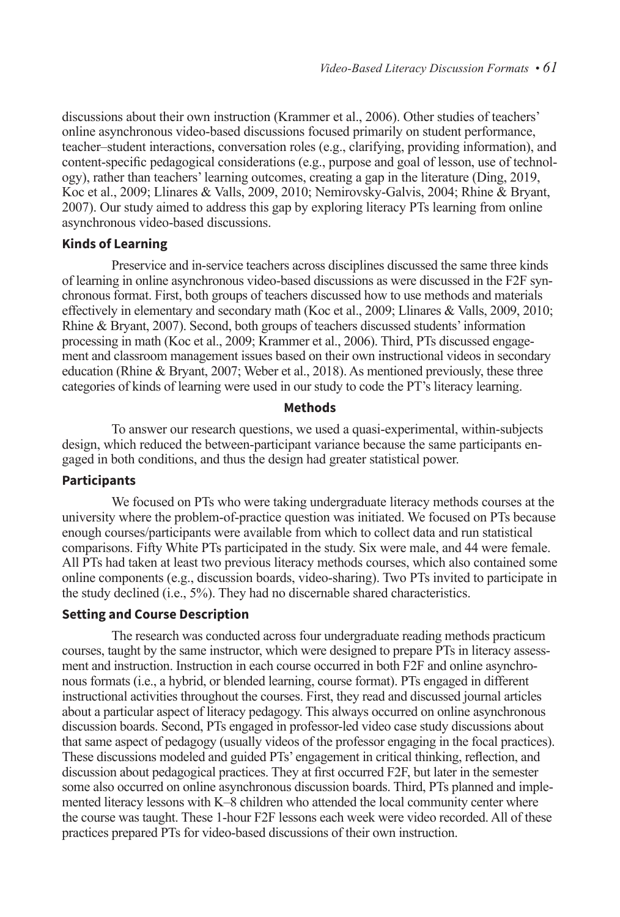discussions about their own instruction (Krammer et al., 2006). Other studies of teachers' online asynchronous video-based discussions focused primarily on student performance, teacher–student interactions, conversation roles (e.g., clarifying, providing information), and content-specific pedagogical considerations (e.g., purpose and goal of lesson, use of technology), rather than teachers' learning outcomes, creating a gap in the literature (Ding, 2019, Koc et al., 2009; Llinares & Valls, 2009, 2010; Nemirovsky-Galvis, 2004; Rhine & Bryant, 2007). Our study aimed to address this gap by exploring literacy PTs learning from online asynchronous video-based discussions.

### Kinds of Learning

Preservice and in-service teachers across disciplines discussed the same three kinds of learning in online asynchronous video-based discussions as were discussed in the F2F synchronous format. First, both groups of teachers discussed how to use methods and materials effectively in elementary and secondary math (Koc et al., 2009; Llinares & Valls, 2009, 2010; Rhine & Bryant, 2007). Second, both groups of teachers discussed students' information processing in math (Koc et al., 2009; Krammer et al., 2006). Third, PTs discussed engagement and classroom management issues based on their own instructional videos in secondary education (Rhine & Bryant, 2007; Weber et al., 2018). As mentioned previously, these three categories of kinds of learning were used in our study to code the PT's literacy learning.

## Methods

To answer our research questions, we used a quasi-experimental, within-subjects design, which reduced the between-participant variance because the same participants engaged in both conditions, and thus the design had greater statistical power.

### Participants

We focused on PTs who were taking undergraduate literacy methods courses at the university where the problem-of-practice question was initiated. We focused on PTs because enough courses/participants were available from which to collect data and run statistical comparisons. Fifty White PTs participated in the study. Six were male, and 44 were female. All PTs had taken at least two previous literacy methods courses, which also contained some online components (e.g., discussion boards, video-sharing). Two PTs invited to participate in the study declined (i.e., 5%). They had no discernable shared characteristics.

### Setting and Course Description

The research was conducted across four undergraduate reading methods practicum courses, taught by the same instructor, which were designed to prepare PTs in literacy assessment and instruction. Instruction in each course occurred in both F2F and online asynchronous formats (i.e., a hybrid, or blended learning, course format). PTs engaged in different instructional activities throughout the courses. First, they read and discussed journal articles about a particular aspect of literacy pedagogy. This always occurred on online asynchronous discussion boards. Second, PTs engaged in professor-led video case study discussions about that same aspect of pedagogy (usually videos of the professor engaging in the focal practices). These discussions modeled and guided PTs' engagement in critical thinking, reflection, and discussion about pedagogical practices. They at first occurred F2F, but later in the semester some also occurred on online asynchronous discussion boards. Third, PTs planned and implemented literacy lessons with K–8 children who attended the local community center where the course was taught. These 1-hour F2F lessons each week were video recorded. All of these practices prepared PTs for video-based discussions of their own instruction.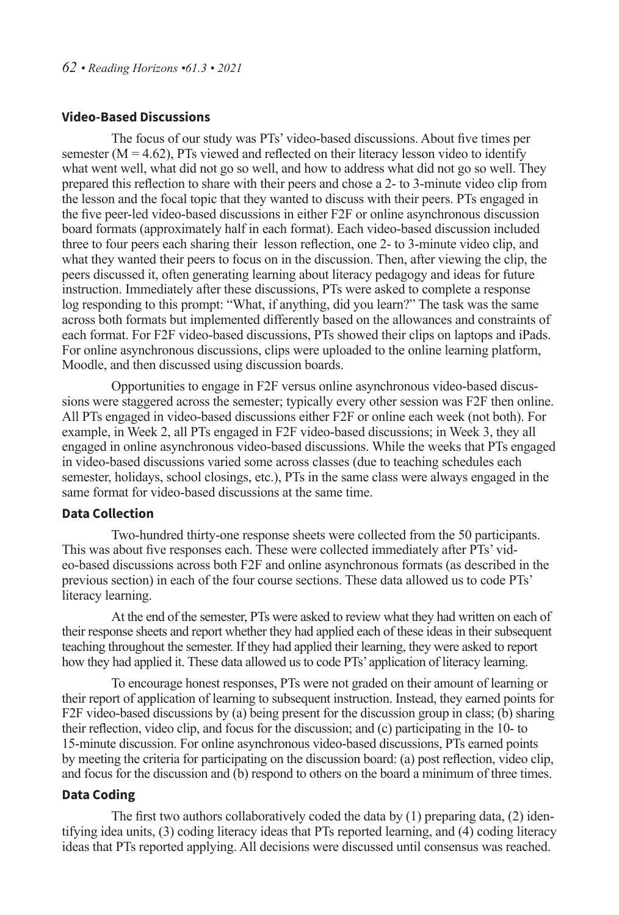## Video-Based Discussions

The focus of our study was PTs' video-based discussions. About five times per semester ($M = 4.62$), PTs viewed and reflected on their literacy lesson video to identify what went well, what did not go so well, and how to address what did not go so well. They prepared this reflection to share with their peers and chose a 2- to 3-minute video clip from the lesson and the focal topic that they wanted to discuss with their peers. PTs engaged in the five peer-led video-based discussions in either F2F or online asynchronous discussion board formats (approximately half in each format). Each video-based discussion included three to four peers each sharing their lesson reflection, one 2- to 3-minute video clip, and what they wanted their peers to focus on in the discussion. Then, after viewing the clip, the peers discussed it, often generating learning about literacy pedagogy and ideas for future instruction. Immediately after these discussions, PTs were asked to complete a response log responding to this prompt: "What, if anything, did you learn?" The task was the same across both formats but implemented differently based on the allowances and constraints of each format. For F2F video-based discussions, PTs showed their clips on laptops and iPads. For online asynchronous discussions, clips were uploaded to the online learning platform, Moodle, and then discussed using discussion boards.

Opportunities to engage in F2F versus online asynchronous video-based discussions were staggered across the semester; typically every other session was F2F then online. All PTs engaged in video-based discussions either F2F or online each week (not both). For example, in Week 2, all PTs engaged in F2F video-based discussions; in Week 3, they all engaged in online asynchronous video-based discussions. While the weeks that PTs engaged in video-based discussions varied some across classes (due to teaching schedules each semester, holidays, school closings, etc.), PTs in the same class were always engaged in the same format for video-based discussions at the same time.

## Data Collection

Two-hundred thirty-one response sheets were collected from the 50 participants. This was about five responses each. These were collected immediately after PTs' video-based discussions across both F2F and online asynchronous formats (as described in the previous section) in each of the four course sections. These data allowed us to code PTs' literacy learning.

At the end of the semester, PTs were asked to review what they had written on each of their response sheets and report whether they had applied each of these ideas in their subsequent teaching throughout the semester. If they had applied their learning, they were asked to report how they had applied it. These data allowed us to code PTs' application of literacy learning.

To encourage honest responses, PTs were not graded on their amount of learning or their report of application of learning to subsequent instruction. Instead, they earned points for F2F video-based discussions by (a) being present for the discussion group in class; (b) sharing their reflection, video clip, and focus for the discussion; and (c) participating in the 10- to 15-minute discussion. For online asynchronous video-based discussions, PTs earned points by meeting the criteria for participating on the discussion board: (a) post reflection, video clip, and focus for the discussion and (b) respond to others on the board a minimum of three times.

## Data Coding

The first two authors collaboratively coded the data by (1) preparing data, (2) identifying idea units, (3) coding literacy ideas that PTs reported learning, and (4) coding literacy ideas that PTs reported applying. All decisions were discussed until consensus was reached.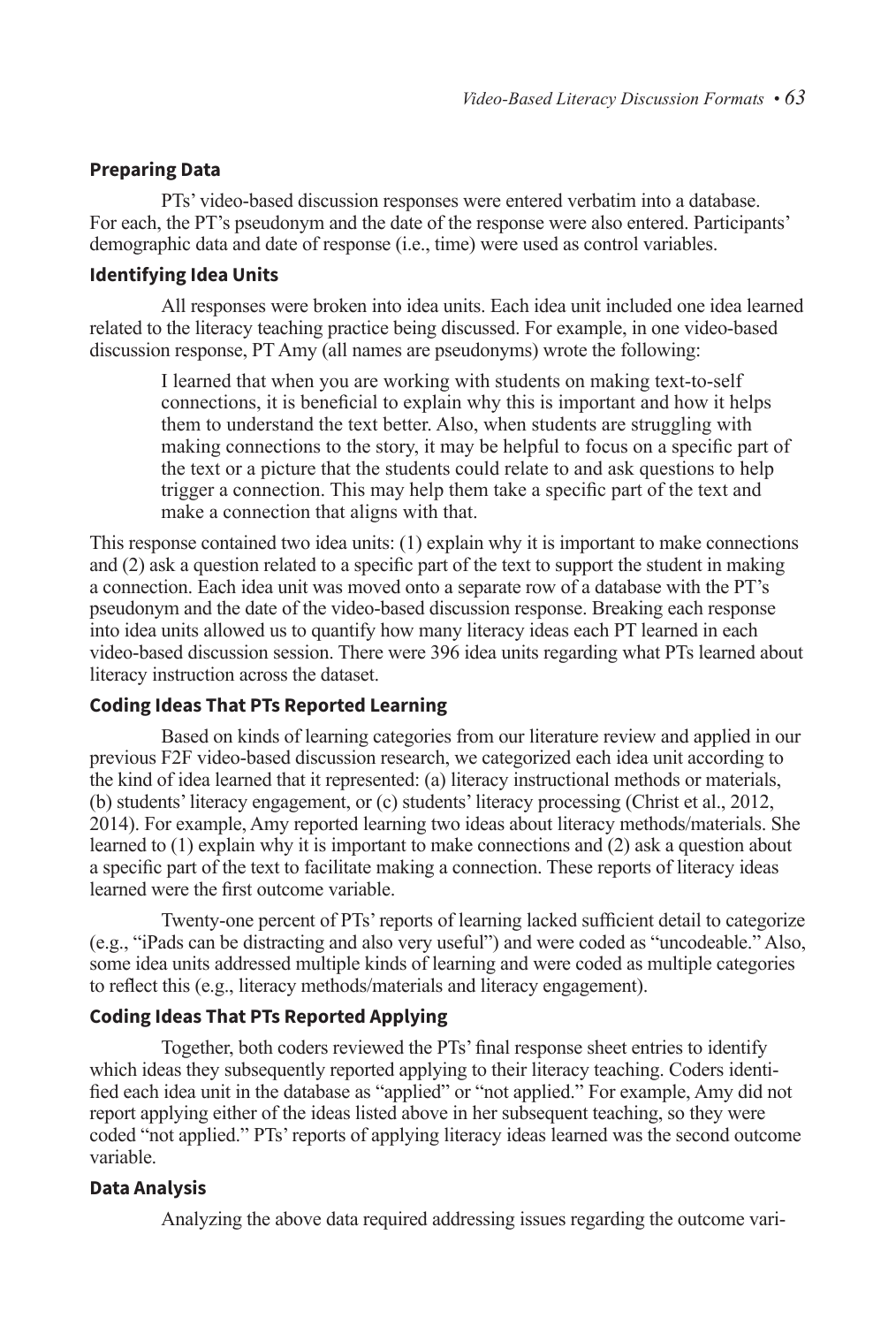### Preparing Data

PTs' video-based discussion responses were entered verbatim into a database. For each, the PT's pseudonym and the date of the response were also entered. Participants' demographic data and date of response (i.e., time) were used as control variables.

### Identifying Idea Units

All responses were broken into idea units. Each idea unit included one idea learned related to the literacy teaching practice being discussed. For example, in one video-based discussion response, PT Amy (all names are pseudonyms) wrote the following:

> I learned that when you are working with students on making text-to-self connections, it is beneficial to explain why this is important and how it helps them to understand the text better. Also, when students are struggling with making connections to the story, it may be helpful to focus on a specific part of the text or a picture that the students could relate to and ask questions to help trigger a connection. This may help them take a specific part of the text and make a connection that aligns with that.

This response contained two idea units: (1) explain why it is important to make connections and (2) ask a question related to a specific part of the text to support the student in making a connection. Each idea unit was moved onto a separate row of a database with the PT's pseudonym and the date of the video-based discussion response. Breaking each response into idea units allowed us to quantify how many literacy ideas each PT learned in each video-based discussion session. There were 396 idea units regarding what PTs learned about literacy instruction across the dataset.

### Coding Ideas That PTs Reported Learning

Based on kinds of learning categories from our literature review and applied in our previous F2F video-based discussion research, we categorized each idea unit according to the kind of idea learned that it represented: (a) literacy instructional methods or materials, (b) students' literacy engagement, or (c) students' literacy processing (Christ et al., 2012, 2014). For example, Amy reported learning two ideas about literacy methods/materials. She learned to (1) explain why it is important to make connections and (2) ask a question about a specific part of the text to facilitate making a connection. These reports of literacy ideas learned were the first outcome variable.

Twenty-one percent of PTs' reports of learning lacked sufficient detail to categorize (e.g., "iPads can be distracting and also very useful") and were coded as "uncodeable." Also, some idea units addressed multiple kinds of learning and were coded as multiple categories to reflect this (e.g., literacy methods/materials and literacy engagement).

### Coding Ideas That PTs Reported Applying

Together, both coders reviewed the PTs' final response sheet entries to identify which ideas they subsequently reported applying to their literacy teaching. Coders identified each idea unit in the database as "applied" or "not applied." For example, Amy did not report applying either of the ideas listed above in her subsequent teaching, so they were coded "not applied." PTs' reports of applying literacy ideas learned was the second outcome variable.

### Data Analysis

Analyzing the above data required addressing issues regarding the outcome vari-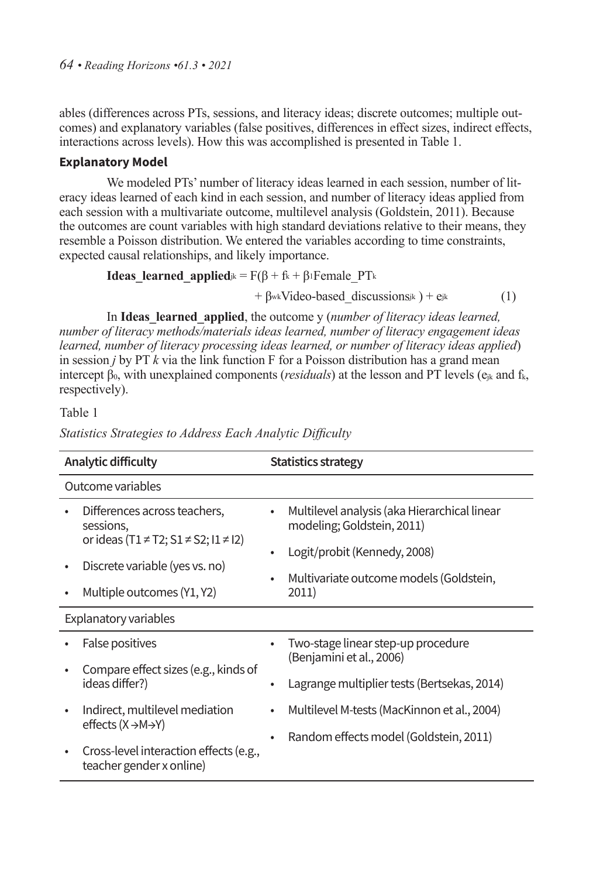ables (differences across PTs, sessions, and literacy ideas; discrete outcomes; multiple outcomes) and explanatory variables (false positives, differences in effect sizes, indirect effects, interactions across levels). How this was accomplished is presented in Table 1.

### Explanatory Model

We modeled PTs' number of literacy ideas learned in each session, number of literacy ideas learned of each kind in each session, and number of literacy ideas applied from each session with a multivariate outcome, multilevel analysis (Goldstein, 2011). Because the outcomes are count variables with high standard deviations relative to their means, they resemble a Poisson distribution. We entered the variables according to time constraints, expected causal relationships, and likely importance.

$$\textbf{Ideas\_learned\_applied}_{jk} = F(\beta + f_k + \beta_1 \text{Female\_PT}_k + \beta_{wk} \text{Video-based\_discussions}_{jk}) + e_{jk} \quad (1)$$

In **Ideas_learned_applied**, the outcome y (*number of literacy ideas learned, number of literacy methods/materials ideas learned, number of literacy engagement ideas learned, number of literacy processing ideas learned, or number of literacy ideas applied*) in session $j$ by PT $k$ via the link function F for a Poisson distribution has a grand mean intercept $\beta_0$, with unexplained components (*residuals*) at the lesson and PT levels ($e_{jk}$ and $f_k$, respectively).

Table 1

*Statistics Strategies to Address Each Analytic Difficulty*

| Analytic difficulty | Statistics strategy |
|---|---|
| Outcome variables | |
| • Differences across teachers, sessions, or ideas (T1 ≠ T2; S1 ≠ S2; I1 ≠ I2) | • Multilevel analysis (aka Hierarchical linear modeling; Goldstein, 2011) |
| • Discrete variable (yes vs. no) | • Logit/probit (Kennedy, 2008) |
| • Multiple outcomes (Y1, Y2) | • Multivariate outcome models (Goldstein, 2011) |
| Explanatory variables | |
| • False positives | • Two-stage linear step-up procedure (Benjamini et al., 2006) |
| • Compare effect sizes (e.g., kinds of ideas differ?) | • Lagrange multiplier tests (Bertsekas, 2014) |
| • Indirect, multilevel mediation effects (X→M→Y) | • Multilevel M-tests (MacKinnon et al., 2004) |
| • Cross-level interaction effects (e.g., teacher gender x online) | • Random effects model (Goldstein, 2011) |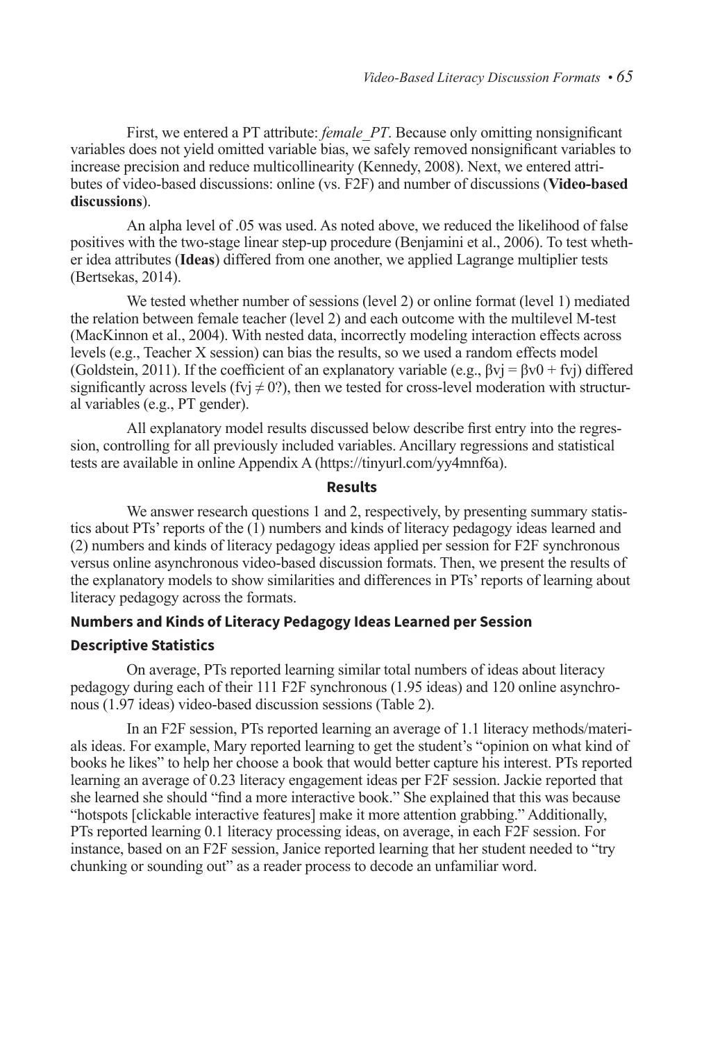First, we entered a PT attribute: *female_PT*. Because only omitting nonsignificant variables does not yield omitted variable bias, we safely removed nonsignificant variables to increase precision and reduce multicollinearity (Kennedy, 2008). Next, we entered attributes of video-based discussions: online (vs. F2F) and number of discussions (**Video-based discussions**).

An alpha level of .05 was used. As noted above, we reduced the likelihood of false positives with the two-stage linear step-up procedure (Benjamini et al., 2006). To test whether idea attributes (**Ideas**) differed from one another, we applied Lagrange multiplier tests (Bertsekas, 2014).

We tested whether number of sessions (level 2) or online format (level 1) mediated the relation between female teacher (level 2) and each outcome with the multilevel M-test (MacKinnon et al., 2004). With nested data, incorrectly modeling interaction effects across levels (e.g., Teacher X session) can bias the results, so we used a random effects model (Goldstein, 2011). If the coefficient of an explanatory variable (e.g., $\beta_{vj} = \beta_{v0} + f_{vj}$) differed significantly across levels ($f_{vj} \neq 0$?), then we tested for cross-level moderation with structural variables (e.g., PT gender).

All explanatory model results discussed below describe first entry into the regression, controlling for all previously included variables. Ancillary regressions and statistical tests are available in online Appendix A (https://tinyurl.com/yy4mnf6a).

## Results

We answer research questions 1 and 2, respectively, by presenting summary statistics about PTs' reports of the (1) numbers and kinds of literacy pedagogy ideas learned and (2) numbers and kinds of literacy pedagogy ideas applied per session for F2F synchronous versus online asynchronous video-based discussion formats. Then, we present the results of the explanatory models to show similarities and differences in PTs' reports of learning about literacy pedagogy across the formats.

### Numbers and Kinds of Literacy Pedagogy Ideas Learned per Session

#### Descriptive Statistics

On average, PTs reported learning similar total numbers of ideas about literacy pedagogy during each of their 111 F2F synchronous (1.95 ideas) and 120 online asynchronous (1.97 ideas) video-based discussion sessions (Table 2).

In an F2F session, PTs reported learning an average of 1.1 literacy methods/materials ideas. For example, Mary reported learning to get the student's "opinion on what kind of books he likes" to help her choose a book that would better capture his interest. PTs reported learning an average of 0.23 literacy engagement ideas per F2F session. Jackie reported that she learned she should "find a more interactive book." She explained that this was because "hotspots [clickable interactive features] make it more attention grabbing." Additionally, PTs reported learning 0.1 literacy processing ideas, on average, in each F2F session. For instance, based on an F2F session, Janice reported learning that her student needed to "try chunking or sounding out" as a reader process to decode an unfamiliar word.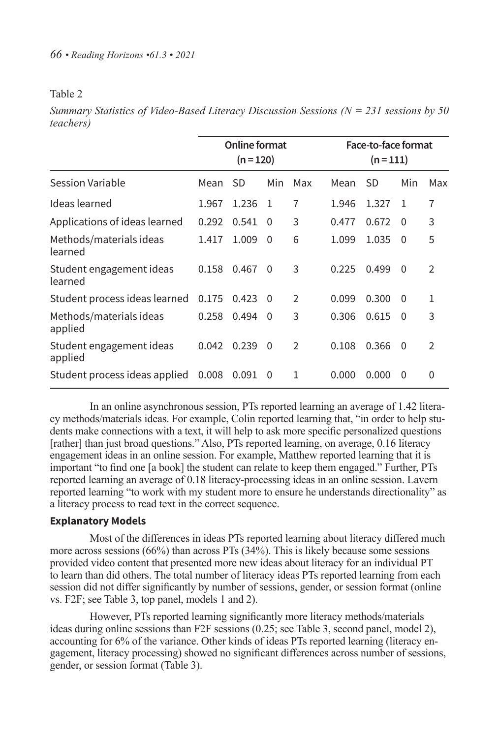Table 2

*Summary Statistics of Video-Based Literacy Discussion Sessions (N = 231 sessions by 50 teachers)*

| | Online format (n = 120) | | | | Face-to-face format (n = 111) | | | |
|---|---|---|---|---|---|---|---|---|
| Session Variable | Mean | SD | Min | Max | Mean | SD | Min | Max |
| Ideas learned | 1.967 | 1.236 | 1 | 7 | 1.946 | 1.327 | 1 | 7 |
| Applications of ideas learned | 0.292 | 0.541 | 0 | 3 | 0.477 | 0.672 | 0 | 3 |
| Methods/materials ideas learned | 1.417 | 1.009 | 0 | 6 | 1.099 | 1.035 | 0 | 5 |
| Student engagement ideas learned | 0.158 | 0.467 | 0 | 3 | 0.225 | 0.499 | 0 | 2 |
| Student process ideas learned | 0.175 | 0.423 | 0 | 2 | 0.099 | 0.300 | 0 | 1 |
| Methods/materials ideas applied | 0.258 | 0.494 | 0 | 3 | 0.306 | 0.615 | 0 | 3 |
| Student engagement ideas applied | 0.042 | 0.239 | 0 | 2 | 0.108 | 0.366 | 0 | 2 |
| Student process ideas applied | 0.008 | 0.091 | 0 | 1 | 0.000 | 0.000 | 0 | 0 |

In an online asynchronous session, PTs reported learning an average of 1.42 literacy methods/materials ideas. For example, Colin reported learning that, "in order to help students make connections with a text, it will help to ask more specific personalized questions [rather] than just broad questions." Also, PTs reported learning, on average, 0.16 literacy engagement ideas in an online session. For example, Matthew reported learning that it is important "to find one [a book] the student can relate to keep them engaged." Further, PTs reported learning an average of 0.18 literacy-processing ideas in an online session. Lavern reported learning "to work with my student more to ensure he understands directionality" as a literacy process to read text in the correct sequence.

**Explanatory Models**

Most of the differences in ideas PTs reported learning about literacy differed much more across sessions (66%) than across PTs (34%). This is likely because some sessions provided video content that presented more new ideas about literacy for an individual PT to learn than did others. The total number of literacy ideas PTs reported learning from each session did not differ significantly by number of sessions, gender, or session format (online vs. F2F; see Table 3, top panel, models 1 and 2).

However, PTs reported learning significantly more literacy methods/materials ideas during online sessions than F2F sessions (0.25; see Table 3, second panel, model 2), accounting for 6% of the variance. Other kinds of ideas PTs reported learning (literacy engagement, literacy processing) showed no significant differences across number of sessions, gender, or session format (Table 3).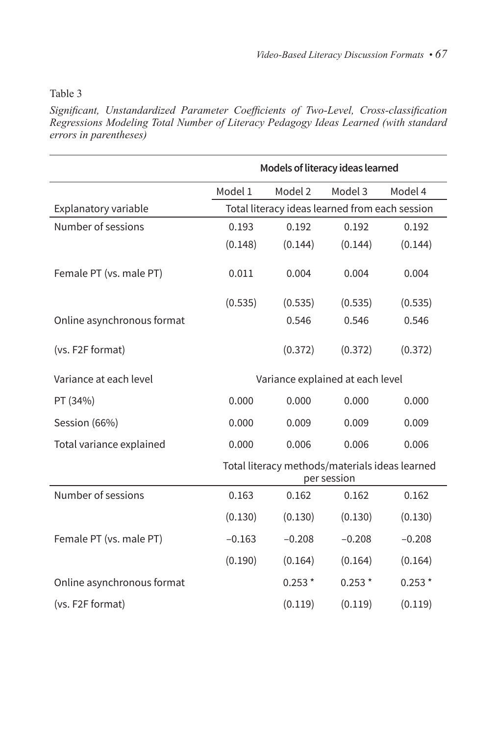Table 3

*Significant, Unstandardized Parameter Coefficients of Two-Level, Cross-classification Regressions Modeling Total Number of Literacy Pedagogy Ideas Learned (with standard errors in parentheses)*

| | Models of literacy ideas learned | | | |
|---|---|---|---|---|
| | Model 1 | Model 2 | Model 3 | Model 4 |
| Explanatory variable | Total literacy ideas learned from each session | | | |
| Number of sessions | 0.193 | 0.192 | 0.192 | 0.192 |
| | (0.148) | (0.144) | (0.144) | (0.144) |
| Female PT (vs. male PT) | 0.011 | 0.004 | 0.004 | 0.004 |
| | (0.535) | (0.535) | (0.535) | (0.535) |
| Online asynchronous format | | 0.546 | 0.546 | 0.546 |
| (vs. F2F format) | | (0.372) | (0.372) | (0.372) |
| Variance at each level | Variance explained at each level | | | |
| PT (34%) | 0.000 | 0.000 | 0.000 | 0.000 |
| Session (66%) | 0.000 | 0.009 | 0.009 | 0.009 |
| Total variance explained | 0.000 | 0.006 | 0.006 | 0.006 |
| | Total literacy methods/materials ideas learned per session | | | |
| Number of sessions | 0.163 | 0.162 | 0.162 | 0.162 |
| | (0.130) | (0.130) | (0.130) | (0.130) |
| Female PT (vs. male PT) | −0.163 | −0.208 | −0.208 | −0.208 |
| | (0.190) | (0.164) | (0.164) | (0.164) |
| Online asynchronous format | | 0.253 * | 0.253 * | 0.253 * |
| (vs. F2F format) | | (0.119) | (0.119) | (0.119) |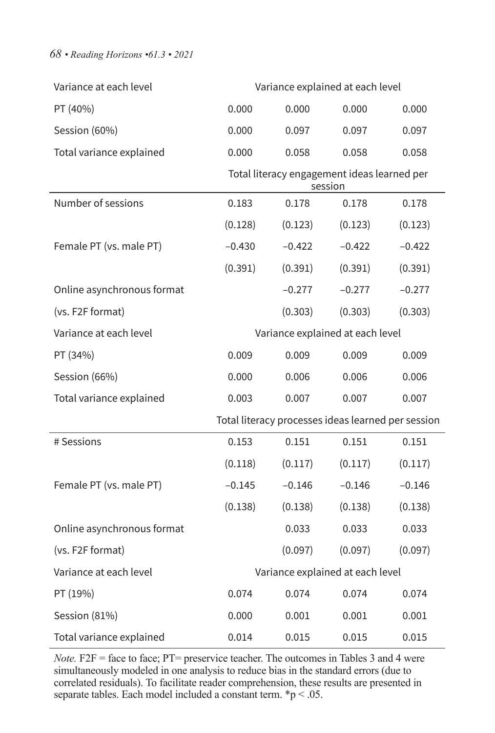| Variance at each level | Variance explained at each level | | | |
|---|---|---|---|---|
| PT (40%) | 0.000 | 0.000 | 0.000 | 0.000 |
| Session (60%) | 0.000 | 0.097 | 0.097 | 0.097 |
| Total variance explained | 0.000 | 0.058 | 0.058 | 0.058 |
| | Total literacy engagement ideas learned per session | | | |
| Number of sessions | 0.183 | 0.178 | 0.178 | 0.178 |
| | (0.128) | (0.123) | (0.123) | (0.123) |
| Female PT (vs. male PT) | −0.430 | −0.422 | −0.422 | −0.422 |
| | (0.391) | (0.391) | (0.391) | (0.391) |
| Online asynchronous format | | −0.277 | −0.277 | −0.277 |
| (vs. F2F format) | | (0.303) | (0.303) | (0.303) |
| Variance at each level | Variance explained at each level | | | |
| PT (34%) | 0.009 | 0.009 | 0.009 | 0.009 |
| Session (66%) | 0.000 | 0.006 | 0.006 | 0.006 |
| Total variance explained | 0.003 | 0.007 | 0.007 | 0.007 |
| | Total literacy processes ideas learned per session | | | |
| # Sessions | 0.153 | 0.151 | 0.151 | 0.151 |
| | (0.118) | (0.117) | (0.117) | (0.117) |
| Female PT (vs. male PT) | −0.145 | −0.146 | −0.146 | −0.146 |
| | (0.138) | (0.138) | (0.138) | (0.138) |
| Online asynchronous format | | 0.033 | 0.033 | 0.033 |
| (vs. F2F format) | | (0.097) | (0.097) | (0.097) |
| Variance at each level | Variance explained at each level | | | |
| PT (19%) | 0.074 | 0.074 | 0.074 | 0.074 |
| Session (81%) | 0.000 | 0.001 | 0.001 | 0.001 |
| Total variance explained | 0.014 | 0.015 | 0.015 | 0.015 |

*Note.* F2F = face to face; PT= preservice teacher. The outcomes in Tables 3 and 4 were simultaneously modeled in one analysis to reduce bias in the standard errors (due to correlated residuals). To facilitate reader comprehension, these results are presented in separate tables. Each model included a constant term. *$p < .05$.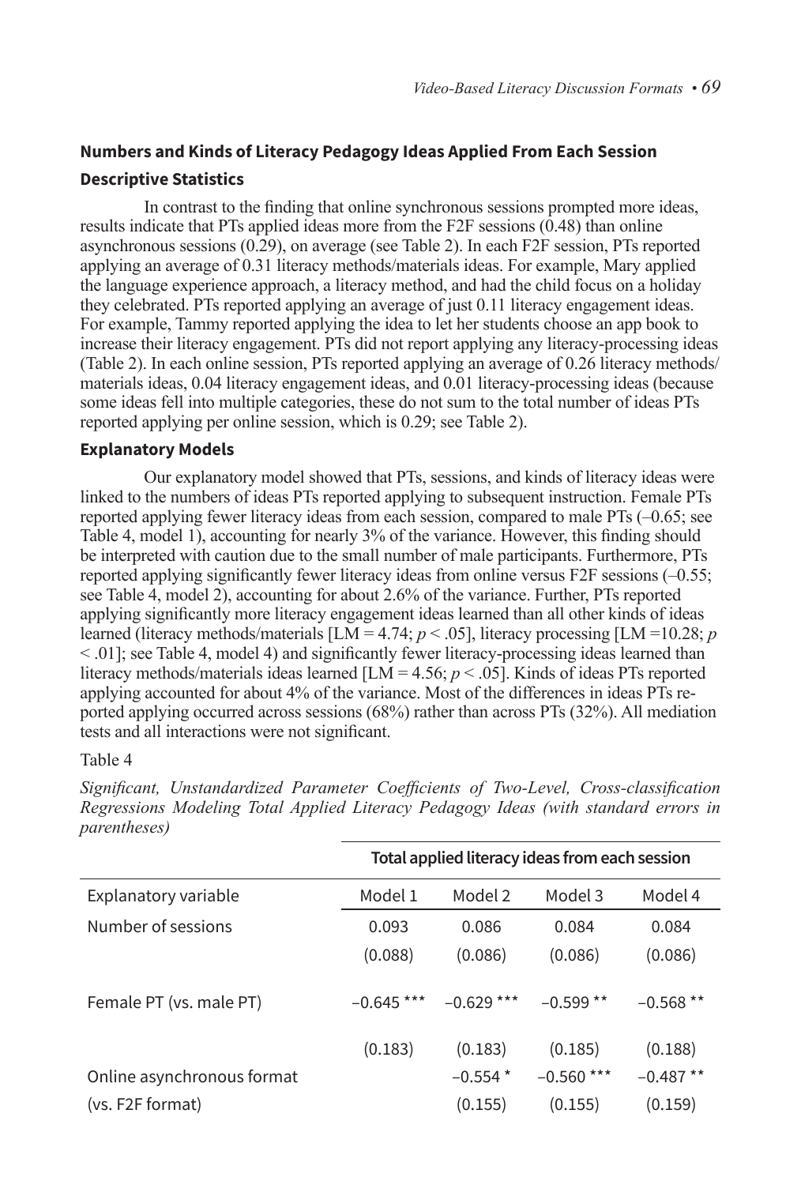## Numbers and Kinds of Literacy Pedagogy Ideas Applied From Each Session

### Descriptive Statistics

In contrast to the finding that online synchronous sessions prompted more ideas, results indicate that PTs applied ideas more from the F2F sessions (0.48) than online asynchronous sessions (0.29), on average (see Table 2). In each F2F session, PTs reported applying an average of 0.31 literacy methods/materials ideas. For example, Mary applied the language experience approach, a literacy method, and had the child focus on a holiday they celebrated. PTs reported applying an average of just 0.11 literacy engagement ideas. For example, Tammy reported applying the idea to let her students choose an app book to increase their literacy engagement. PTs did not report applying any literacy-processing ideas (Table 2). In each online session, PTs reported applying an average of 0.26 literacy methods/materials ideas, 0.04 literacy engagement ideas, and 0.01 literacy-processing ideas (because some ideas fell into multiple categories, these do not sum to the total number of ideas PTs reported applying per online session, which is 0.29; see Table 2).

### Explanatory Models

Our explanatory model showed that PTs, sessions, and kinds of literacy ideas were linked to the numbers of ideas PTs reported applying to subsequent instruction. Female PTs reported applying fewer literacy ideas from each session, compared to male PTs (–0.65; see Table 4, model 1), accounting for nearly 3% of the variance. However, this finding should be interpreted with caution due to the small number of male participants. Furthermore, PTs reported applying significantly fewer literacy ideas from online versus F2F sessions (–0.55; see Table 4, model 2), accounting for about 2.6% of the variance. Further, PTs reported applying significantly more literacy engagement ideas learned than all other kinds of ideas learned (literacy methods/materials [LM = 4.74; $p < .05$], literacy processing [LM =10.28; $p < .01$]; see Table 4, model 4) and significantly fewer literacy-processing ideas learned than literacy methods/materials ideas learned [LM = 4.56; $p < .05$]. Kinds of ideas PTs reported applying accounted for about 4% of the variance. Most of the differences in ideas PTs reported applying occurred across sessions (68%) rather than across PTs (32%). All mediation tests and all interactions were not significant.

Table 4

*Significant, Unstandardized Parameter Coefficients of Two-Level, Cross-classification Regressions Modeling Total Applied Literacy Pedagogy Ideas (with standard errors in parentheses)*

| | Total applied literacy ideas from each session | | | |
|---|---|---|---|---|
| Explanatory variable | Model 1 | Model 2 | Model 3 | Model 4 |
| Number of sessions | 0.093 | 0.086 | 0.084 | 0.084 |
| | (0.088) | (0.086) | (0.086) | (0.086) |
| Female PT (vs. male PT) | −0.645 *** | −0.629 *** | −0.599 ** | −0.568 ** |
| | (0.183) | (0.183) | (0.185) | (0.188) |
| Online asynchronous format (vs. F2F format) | | −0.554 * | −0.560 *** | −0.487 ** |
| | | (0.155) | (0.155) | (0.159) |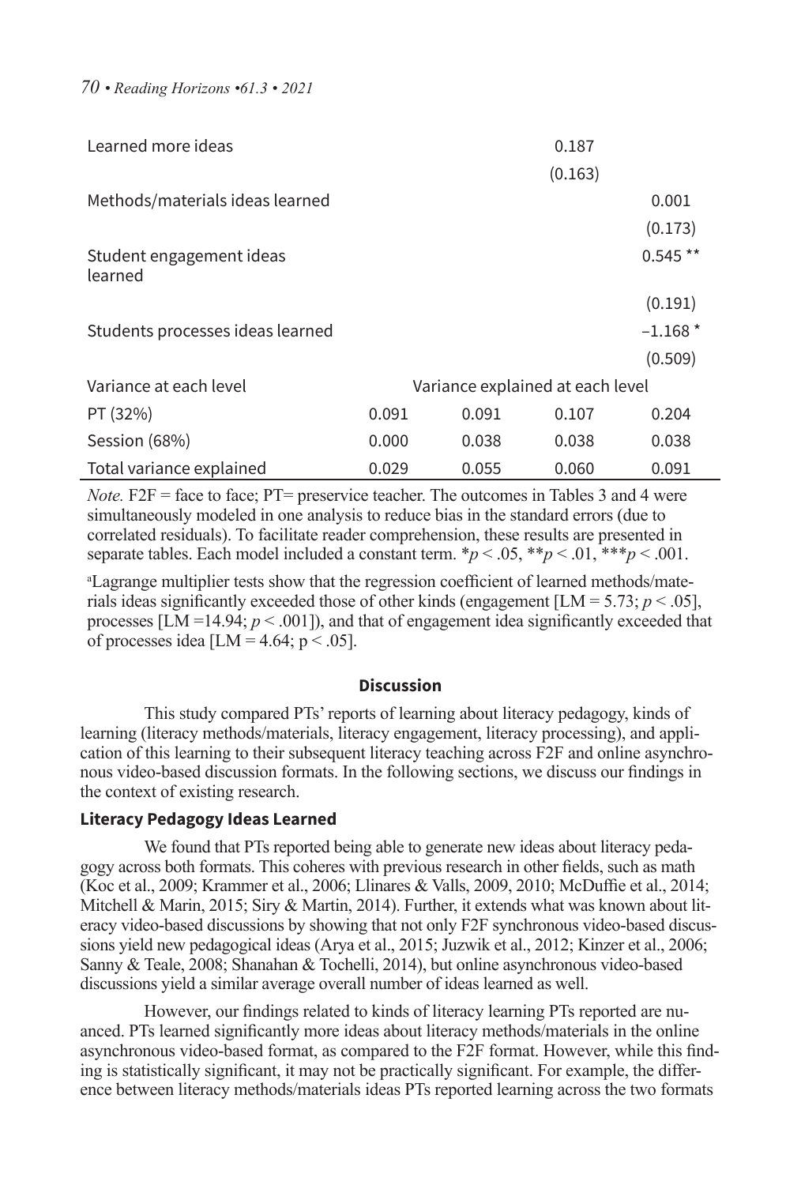| | | | | |
|---|---|---|---|---|
| Learned more ideas | | | 0.187 | |
| | | | (0.163) | |
| Methods/materials ideas learned | | | | 0.001 |
| | | | | (0.173) |
| Student engagement ideas learned | | | | 0.545 ** |
| | | | | (0.191) |
| Students processes ideas learned | | | | −1.168 * |
| | | | | (0.509) |
| Variance at each level | Variance explained at each level | | | |
| PT (32%) | 0.091 | 0.091 | 0.107 | 0.204 |
| Session (68%) | 0.000 | 0.038 | 0.038 | 0.038 |
| Total variance explained | 0.029 | 0.055 | 0.060 | 0.091 |

*Note.* F2F = face to face; PT= preservice teacher. The outcomes in Tables 3 and 4 were simultaneously modeled in one analysis to reduce bias in the standard errors (due to correlated residuals). To facilitate reader comprehension, these results are presented in separate tables. Each model included a constant term. $^{*}p < .05$, $^{**}p < .01$, $^{***}p < .001$.

[a]Lagrange multiplier tests show that the regression coefficient of learned methods/materials ideas significantly exceeded those of other kinds (engagement [LM = 5.73; $p < .05$], processes [LM =14.94; $p < .001$]), and that of engagement idea significantly exceeded that of processes idea [LM = 4.64; $p < .05$].

## Discussion

This study compared PTs' reports of learning about literacy pedagogy, kinds of learning (literacy methods/materials, literacy engagement, literacy processing), and application of this learning to their subsequent literacy teaching across F2F and online asynchronous video-based discussion formats. In the following sections, we discuss our findings in the context of existing research.

### Literacy Pedagogy Ideas Learned

We found that PTs reported being able to generate new ideas about literacy pedagogy across both formats. This coheres with previous research in other fields, such as math (Koc et al., 2009; Krammer et al., 2006; Llinares & Valls, 2009, 2010; McDuffie et al., 2014; Mitchell & Marin, 2015; Siry & Martin, 2014). Further, it extends what was known about literacy video-based discussions by showing that not only F2F synchronous video-based discussions yield new pedagogical ideas (Arya et al., 2015; Juzwik et al., 2012; Kinzer et al., 2006; Sanny & Teale, 2008; Shanahan & Tochelli, 2014), but online asynchronous video-based discussions yield a similar average overall number of ideas learned as well.

However, our findings related to kinds of literacy learning PTs reported are nuanced. PTs learned significantly more ideas about literacy methods/materials in the online asynchronous video-based format, as compared to the F2F format. However, while this finding is statistically significant, it may not be practically significant. For example, the difference between literacy methods/materials ideas PTs reported learning across the two formats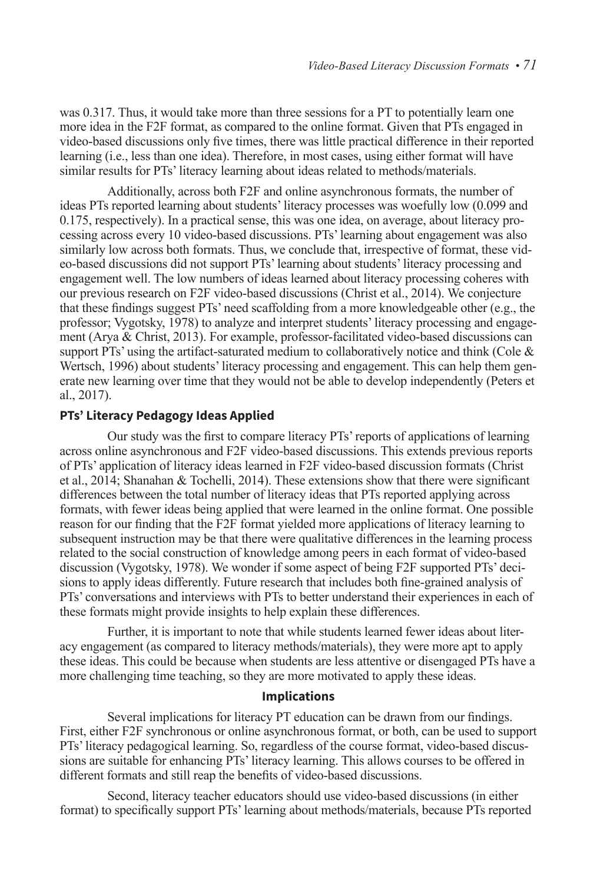was 0.317. Thus, it would take more than three sessions for a PT to potentially learn one more idea in the F2F format, as compared to the online format. Given that PTs engaged in video-based discussions only five times, there was little practical difference in their reported learning (i.e., less than one idea). Therefore, in most cases, using either format will have similar results for PTs' literacy learning about ideas related to methods/materials.

Additionally, across both F2F and online asynchronous formats, the number of ideas PTs reported learning about students' literacy processes was woefully low (0.099 and 0.175, respectively). In a practical sense, this was one idea, on average, about literacy processing across every 10 video-based discussions. PTs' learning about engagement was also similarly low across both formats. Thus, we conclude that, irrespective of format, these video-based discussions did not support PTs' learning about students' literacy processing and engagement well. The low numbers of ideas learned about literacy processing coheres with our previous research on F2F video-based discussions (Christ et al., 2014). We conjecture that these findings suggest PTs' need scaffolding from a more knowledgeable other (e.g., the professor; Vygotsky, 1978) to analyze and interpret students' literacy processing and engagement (Arya & Christ, 2013). For example, professor-facilitated video-based discussions can support PTs' using the artifact-saturated medium to collaboratively notice and think (Cole & Wertsch, 1996) about students' literacy processing and engagement. This can help them generate new learning over time that they would not be able to develop independently (Peters et al., 2017).

### PTs' Literacy Pedagogy Ideas Applied

Our study was the first to compare literacy PTs' reports of applications of learning across online asynchronous and F2F video-based discussions. This extends previous reports of PTs' application of literacy ideas learned in F2F video-based discussion formats (Christ et al., 2014; Shanahan & Tochelli, 2014). These extensions show that there were significant differences between the total number of literacy ideas that PTs reported applying across formats, with fewer ideas being applied that were learned in the online format. One possible reason for our finding that the F2F format yielded more applications of literacy learning to subsequent instruction may be that there were qualitative differences in the learning process related to the social construction of knowledge among peers in each format of video-based discussion (Vygotsky, 1978). We wonder if some aspect of being F2F supported PTs' decisions to apply ideas differently. Future research that includes both fine-grained analysis of PTs' conversations and interviews with PTs to better understand their experiences in each of these formats might provide insights to help explain these differences.

Further, it is important to note that while students learned fewer ideas about literacy engagement (as compared to literacy methods/materials), they were more apt to apply these ideas. This could be because when students are less attentive or disengaged PTs have a more challenging time teaching, so they are more motivated to apply these ideas.

## Implications

Several implications for literacy PT education can be drawn from our findings. First, either F2F synchronous or online asynchronous format, or both, can be used to support PTs' literacy pedagogical learning. So, regardless of the course format, video-based discussions are suitable for enhancing PTs' literacy learning. This allows courses to be offered in different formats and still reap the benefits of video-based discussions.

Second, literacy teacher educators should use video-based discussions (in either format) to specifically support PTs' learning about methods/materials, because PTs reported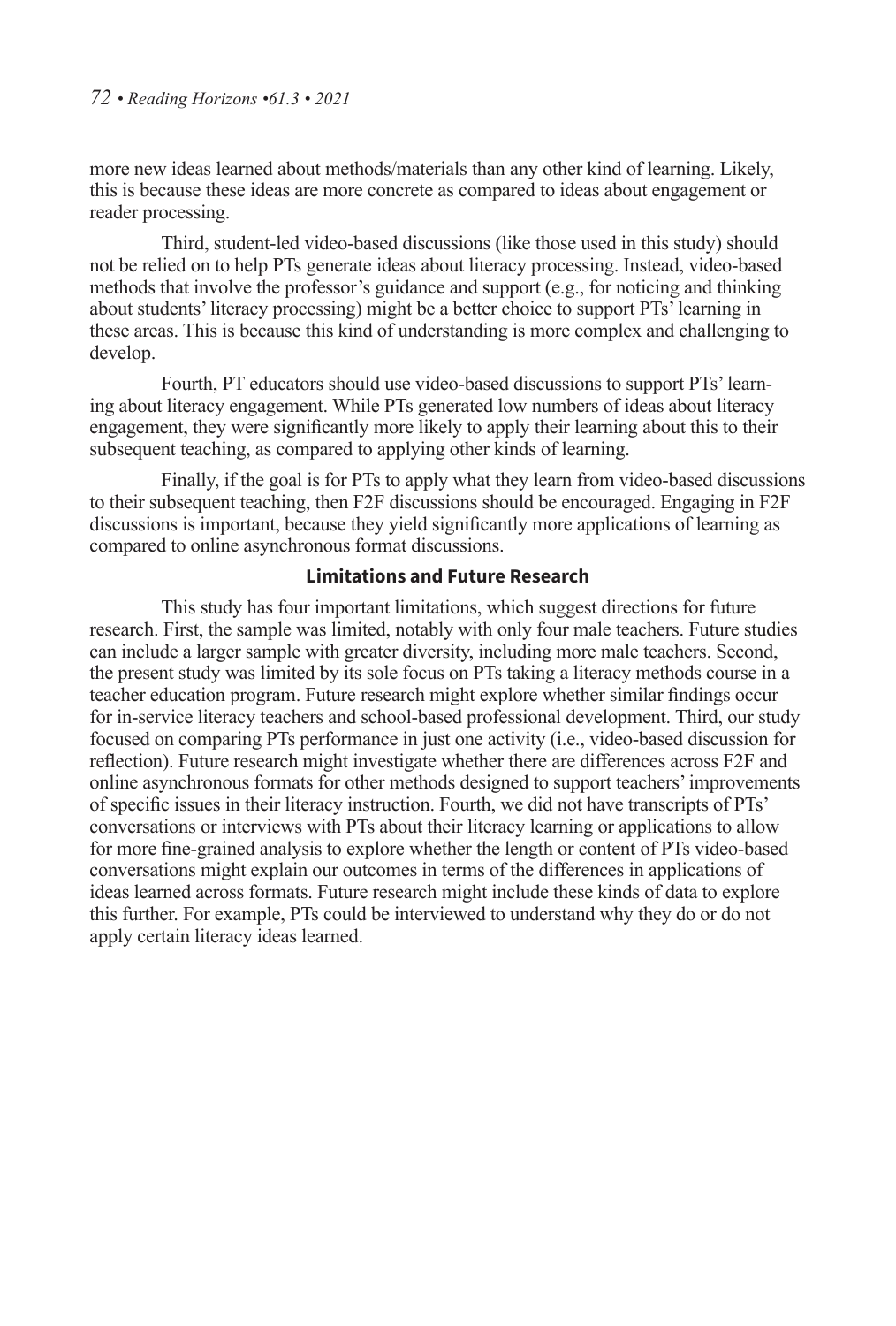more new ideas learned about methods/materials than any other kind of learning. Likely, this is because these ideas are more concrete as compared to ideas about engagement or reader processing.

Third, student-led video-based discussions (like those used in this study) should not be relied on to help PTs generate ideas about literacy processing. Instead, video-based methods that involve the professor's guidance and support (e.g., for noticing and thinking about students' literacy processing) might be a better choice to support PTs' learning in these areas. This is because this kind of understanding is more complex and challenging to develop.

Fourth, PT educators should use video-based discussions to support PTs' learning about literacy engagement. While PTs generated low numbers of ideas about literacy engagement, they were significantly more likely to apply their learning about this to their subsequent teaching, as compared to applying other kinds of learning.

Finally, if the goal is for PTs to apply what they learn from video-based discussions to their subsequent teaching, then F2F discussions should be encouraged. Engaging in F2F discussions is important, because they yield significantly more applications of learning as compared to online asynchronous format discussions.

## Limitations and Future Research

This study has four important limitations, which suggest directions for future research. First, the sample was limited, notably with only four male teachers. Future studies can include a larger sample with greater diversity, including more male teachers. Second, the present study was limited by its sole focus on PTs taking a literacy methods course in a teacher education program. Future research might explore whether similar findings occur for in-service literacy teachers and school-based professional development. Third, our study focused on comparing PTs performance in just one activity (i.e., video-based discussion for reflection). Future research might investigate whether there are differences across F2F and online asynchronous formats for other methods designed to support teachers' improvements of specific issues in their literacy instruction. Fourth, we did not have transcripts of PTs' conversations or interviews with PTs about their literacy learning or applications to allow for more fine-grained analysis to explore whether the length or content of PTs video-based conversations might explain our outcomes in terms of the differences in applications of ideas learned across formats. Future research might include these kinds of data to explore this further. For example, PTs could be interviewed to understand why they do or do not apply certain literacy ideas learned.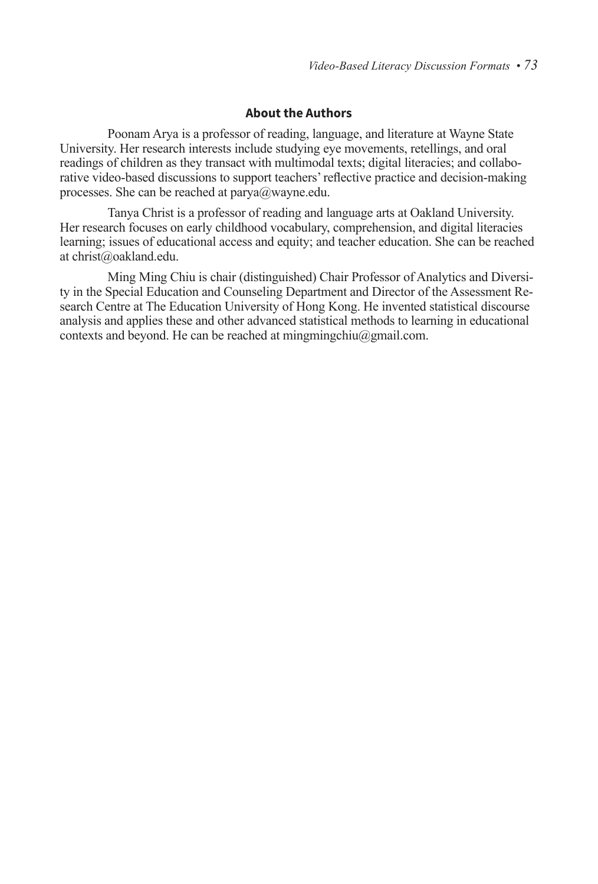## About the Authors

Poonam Arya is a professor of reading, language, and literature at Wayne State University. Her research interests include studying eye movements, retellings, and oral readings of children as they transact with multimodal texts; digital literacies; and collaborative video-based discussions to support teachers' reflective practice and decision-making processes. She can be reached at parya@wayne.edu.

Tanya Christ is a professor of reading and language arts at Oakland University. Her research focuses on early childhood vocabulary, comprehension, and digital literacies learning; issues of educational access and equity; and teacher education. She can be reached at christ@oakland.edu.

Ming Ming Chiu is chair (distinguished) Chair Professor of Analytics and Diversity in the Special Education and Counseling Department and Director of the Assessment Research Centre at The Education University of Hong Kong. He invented statistical discourse analysis and applies these and other advanced statistical methods to learning in educational contexts and beyond. He can be reached at mingmingchiu@gmail.com.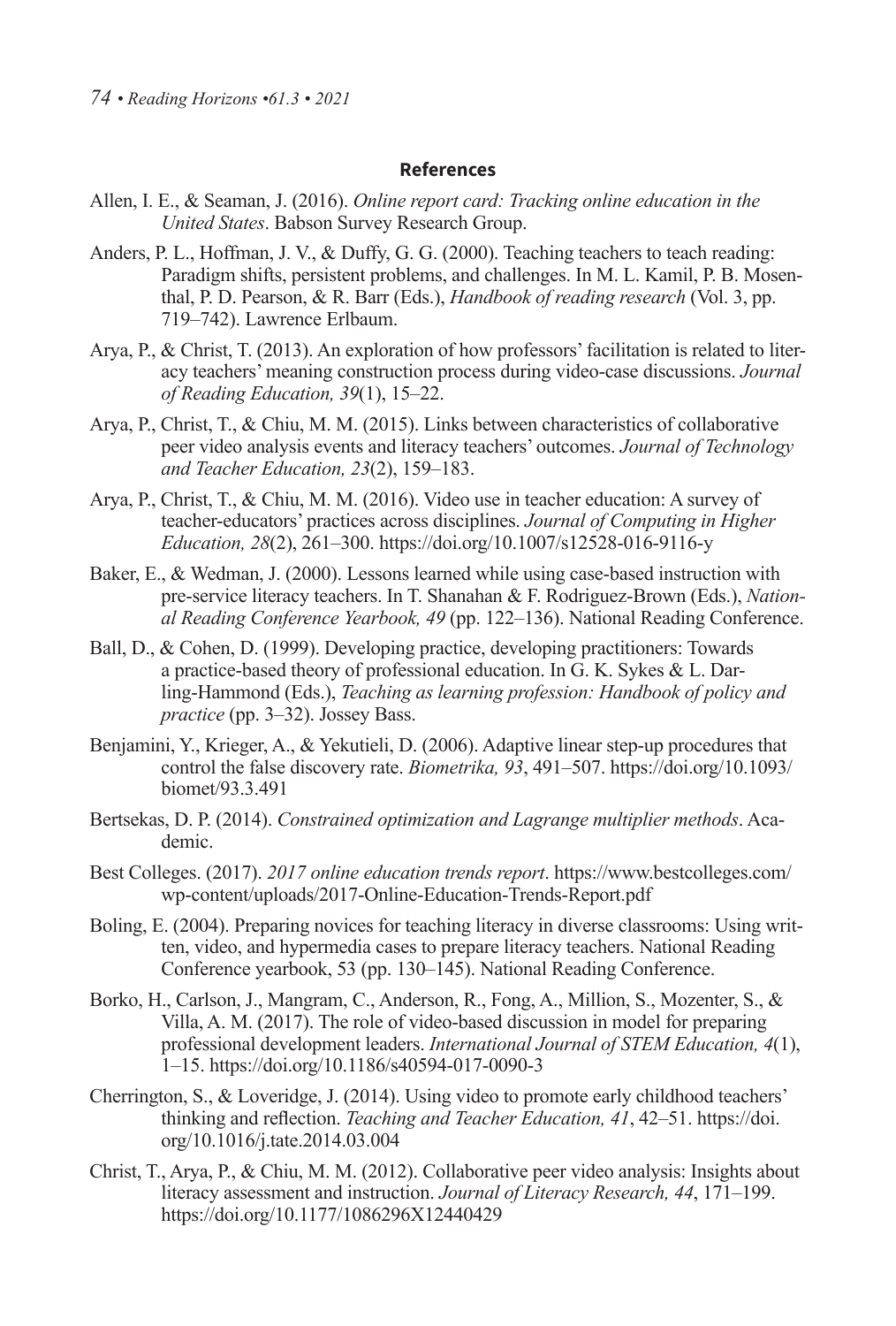## References

Allen, I. E., & Seaman, J. (2016). *Online report card: Tracking online education in the United States*. Babson Survey Research Group.

Anders, P. L., Hoffman, J. V., & Duffy, G. G. (2000). Teaching teachers to teach reading: Paradigm shifts, persistent problems, and challenges. In M. L. Kamil, P. B. Mosenthal, P. D. Pearson, & R. Barr (Eds.), *Handbook of reading research* (Vol. 3, pp. 719–742). Lawrence Erlbaum.

Arya, P., & Christ, T. (2013). An exploration of how professors' facilitation is related to literacy teachers' meaning construction process during video-case discussions. *Journal of Reading Education, 39*(1), 15–22.

Arya, P., Christ, T., & Chiu, M. M. (2015). Links between characteristics of collaborative peer video analysis events and literacy teachers' outcomes. *Journal of Technology and Teacher Education, 23*(2), 159–183.

Arya, P., Christ, T., & Chiu, M. M. (2016). Video use in teacher education: A survey of teacher-educators' practices across disciplines. *Journal of Computing in Higher Education, 28*(2), 261–300. https://doi.org/10.1007/s12528-016-9116-y

Baker, E., & Wedman, J. (2000). Lessons learned while using case-based instruction with pre-service literacy teachers. In T. Shanahan & F. Rodriguez-Brown (Eds.), *National Reading Conference Yearbook, 49* (pp. 122–136). National Reading Conference.

Ball, D., & Cohen, D. (1999). Developing practice, developing practitioners: Towards a practice-based theory of professional education. In G. K. Sykes & L. Darling-Hammond (Eds.), *Teaching as learning profession: Handbook of policy and practice* (pp. 3–32). Jossey Bass.

Benjamini, Y., Krieger, A., & Yekutieli, D. (2006). Adaptive linear step-up procedures that control the false discovery rate. *Biometrika, 93*, 491–507. https://doi.org/10.1093/biomet/93.3.491

Bertsekas, D. P. (2014). *Constrained optimization and Lagrange multiplier methods*. Academic.

Best Colleges. (2017). *2017 online education trends report*. https://www.bestcolleges.com/wp-content/uploads/2017-Online-Education-Trends-Report.pdf

Boling, E. (2004). Preparing novices for teaching literacy in diverse classrooms: Using written, video, and hypermedia cases to prepare literacy teachers. National Reading Conference yearbook, 53 (pp. 130–145). National Reading Conference.

Borko, H., Carlson, J., Mangram, C., Anderson, R., Fong, A., Million, S., Mozenter, S., & Villa, A. M. (2017). The role of video-based discussion in model for preparing professional development leaders. *International Journal of STEM Education, 4*(1), 1–15. https://doi.org/10.1186/s40594-017-0090-3

Cherrington, S., & Loveridge, J. (2014). Using video to promote early childhood teachers' thinking and reflection. *Teaching and Teacher Education, 41*, 42–51. https://doi.org/10.1016/j.tate.2014.03.004

Christ, T., Arya, P., & Chiu, M. M. (2012). Collaborative peer video analysis: Insights about literacy assessment and instruction. *Journal of Literacy Research, 44*, 171–199. https://doi.org/10.1177/1086296X12440429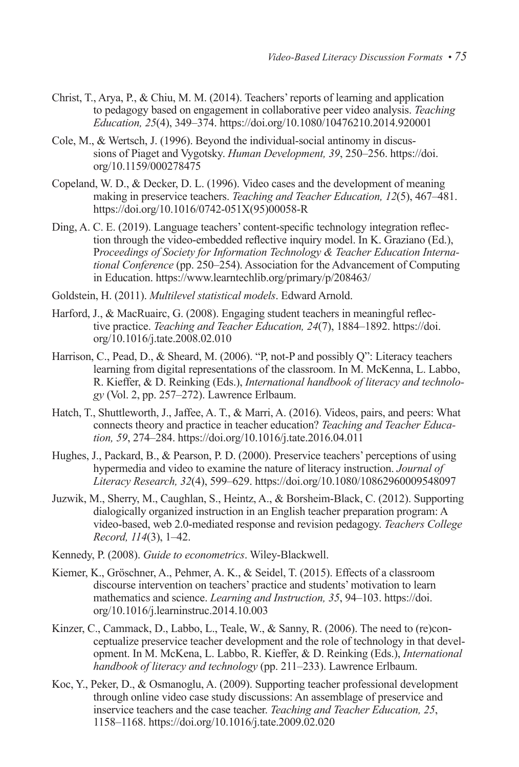Christ, T., Arya, P., & Chiu, M. M. (2014). Teachers' reports of learning and application to pedagogy based on engagement in collaborative peer video analysis. *Teaching Education, 25*(4), 349–374. https://doi.org/10.1080/10476210.2014.920001

Cole, M., & Wertsch, J. (1996). Beyond the individual-social antinomy in discussions of Piaget and Vygotsky. *Human Development, 39*, 250–256. https://doi.org/10.1159/000278475

Copeland, W. D., & Decker, D. L. (1996). Video cases and the development of meaning making in preservice teachers. *Teaching and Teacher Education, 12*(5), 467–481. https://doi.org/10.1016/0742-051X(95)00058-R

Ding, A. C. E. (2019). Language teachers' content-specific technology integration reflection through the video-embedded reflective inquiry model. In K. Graziano (Ed.), P*roceedings of Society for Information Technology & Teacher Education International Conference* (pp. 250–254). Association for the Advancement of Computing in Education. https://www.learntechlib.org/primary/p/208463/

Goldstein, H. (2011). *Multilevel statistical models*. Edward Arnold.

Harford, J., & MacRuairc, G. (2008). Engaging student teachers in meaningful reflective practice. *Teaching and Teacher Education, 24*(7), 1884–1892. https://doi.org/10.1016/j.tate.2008.02.010

Harrison, C., Pead, D., & Sheard, M. (2006). "P, not-P and possibly Q": Literacy teachers learning from digital representations of the classroom. In M. McKenna, L. Labbo, R. Kieffer, & D. Reinking (Eds.), *International handbook of literacy and technology* (Vol. 2, pp. 257–272). Lawrence Erlbaum.

Hatch, T., Shuttleworth, J., Jaffee, A. T., & Marri, A. (2016). Videos, pairs, and peers: What connects theory and practice in teacher education? *Teaching and Teacher Education, 59*, 274–284. https://doi.org/10.1016/j.tate.2016.04.011

Hughes, J., Packard, B., & Pearson, P. D. (2000). Preservice teachers' perceptions of using hypermedia and video to examine the nature of literacy instruction. *Journal of Literacy Research, 32*(4), 599–629. https://doi.org/10.1080/10862960009548097

Juzwik, M., Sherry, M., Caughlan, S., Heintz, A., & Borsheim-Black, C. (2012). Supporting dialogically organized instruction in an English teacher preparation program: A video-based, web 2.0-mediated response and revision pedagogy. *Teachers College Record, 114*(3), 1–42.

Kennedy, P. (2008). *Guide to econometrics*. Wiley-Blackwell.

Kiemer, K., Gröschner, A., Pehmer, A. K., & Seidel, T. (2015). Effects of a classroom discourse intervention on teachers' practice and students' motivation to learn mathematics and science. *Learning and Instruction, 35*, 94–103. https://doi.org/10.1016/j.learninstruc.2014.10.003

Kinzer, C., Cammack, D., Labbo, L., Teale, W., & Sanny, R. (2006). The need to (re)conceptualize preservice teacher development and the role of technology in that development. In M. McKena, L. Labbo, R. Kieffer, & D. Reinking (Eds.), *International handbook of literacy and technology* (pp. 211–233). Lawrence Erlbaum.

Koc, Y., Peker, D., & Osmanoglu, A. (2009). Supporting teacher professional development through online video case study discussions: An assemblage of preservice and inservice teachers and the case teacher. *Teaching and Teacher Education, 25*, 1158–1168. https://doi.org/10.1016/j.tate.2009.02.020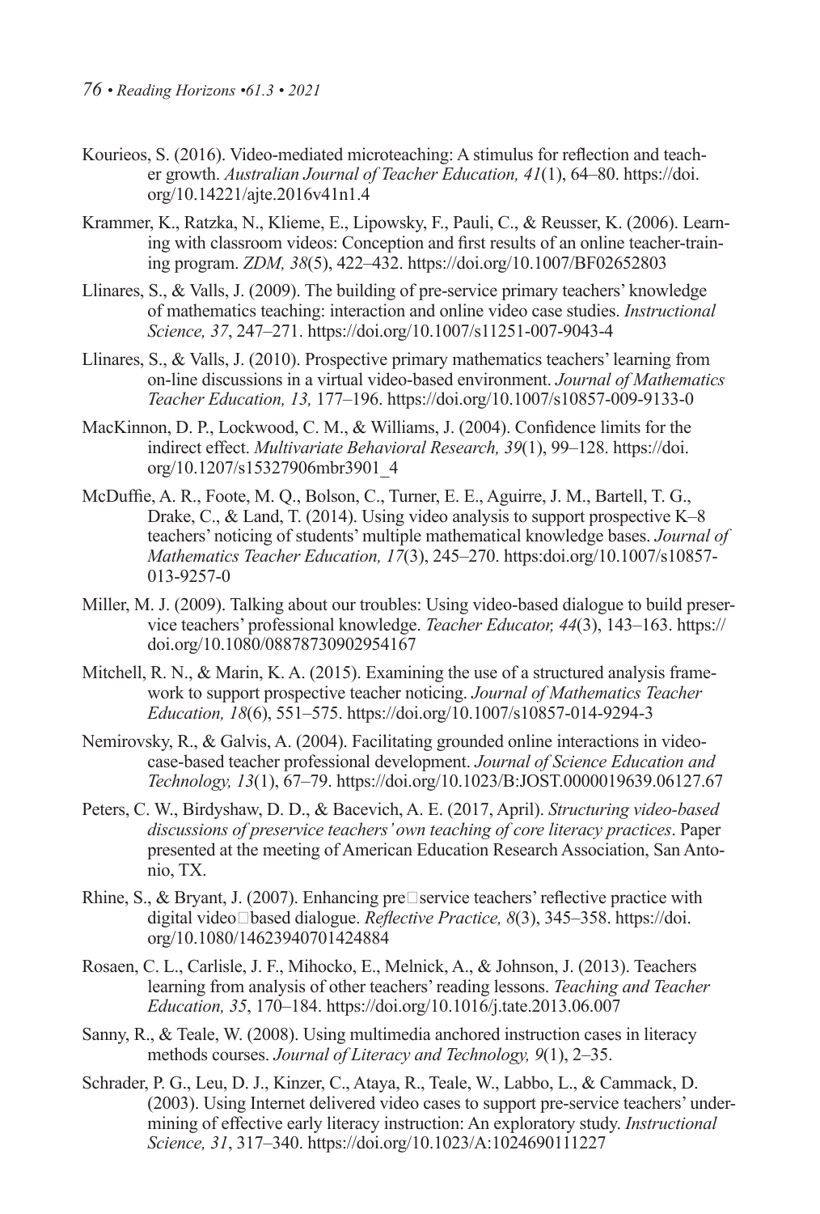Kourieos, S. (2016). Video-mediated microteaching: A stimulus for reflection and teacher growth. *Australian Journal of Teacher Education, 41*(1), 64–80. https://doi.org/10.14221/ajte.2016v41n1.4

Krammer, K., Ratzka, N., Klieme, E., Lipowsky, F., Pauli, C., & Reusser, K. (2006). Learning with classroom videos: Conception and first results of an online teacher-training program. *ZDM, 38*(5), 422–432. https://doi.org/10.1007/BF02652803

Llinares, S., & Valls, J. (2009). The building of pre-service primary teachers' knowledge of mathematics teaching: interaction and online video case studies. *Instructional Science, 37*, 247–271. https://doi.org/10.1007/s11251-007-9043-4

Llinares, S., & Valls, J. (2010). Prospective primary mathematics teachers' learning from on-line discussions in a virtual video-based environment. *Journal of Mathematics Teacher Education, 13,* 177–196. https://doi.org/10.1007/s10857-009-9133-0

MacKinnon, D. P., Lockwood, C. M., & Williams, J. (2004). Confidence limits for the indirect effect. *Multivariate Behavioral Research, 39*(1), 99–128. https://doi.org/10.1207/s15327906mbr3901_4

McDuffie, A. R., Foote, M. Q., Bolson, C., Turner, E. E., Aguirre, J. M., Bartell, T. G., Drake, C., & Land, T. (2014). Using video analysis to support prospective K–8 teachers' noticing of students' multiple mathematical knowledge bases. *Journal of Mathematics Teacher Education, 17*(3), 245–270. https:doi.org/10.1007/s10857-013-9257-0

Miller, M. J. (2009). Talking about our troubles: Using video-based dialogue to build preservice teachers' professional knowledge. *Teacher Educator, 44*(3), 143–163. https://doi.org/10.1080/08878730902954167

Mitchell, R. N., & Marin, K. A. (2015). Examining the use of a structured analysis framework to support prospective teacher noticing. *Journal of Mathematics Teacher Education, 18*(6), 551–575. https://doi.org/10.1007/s10857-014-9294-3

Nemirovsky, R., & Galvis, A. (2004). Facilitating grounded online interactions in video-case-based teacher professional development. *Journal of Science Education and Technology, 13*(1), 67–79. https://doi.org/10.1023/B:JOST.0000019639.06127.67

Peters, C. W., Birdyshaw, D. D., & Bacevich, A. E. (2017, April). *Structuring video-based discussions of preservice teachers' own teaching of core literacy practices*. Paper presented at the meeting of American Education Research Association, San Antonio, TX.

Rhine, S., & Bryant, J. (2007). Enhancing pre□service teachers' reflective practice with digital video□based dialogue. *Reflective Practice, 8*(3), 345–358. https://doi.org/10.1080/14623940701424884

Rosaen, C. L., Carlisle, J. F., Mihocko, E., Melnick, A., & Johnson, J. (2013). Teachers learning from analysis of other teachers' reading lessons. *Teaching and Teacher Education, 35*, 170–184. https://doi.org/10.1016/j.tate.2013.06.007

Sanny, R., & Teale, W. (2008). Using multimedia anchored instruction cases in literacy methods courses. *Journal of Literacy and Technology, 9*(1), 2–35.

Schrader, P. G., Leu, D. J., Kinzer, C., Ataya, R., Teale, W., Labbo, L., & Cammack, D. (2003). Using Internet delivered video cases to support pre-service teachers' undermining of effective early literacy instruction: An exploratory study. *Instructional Science, 31*, 317–340. https://doi.org/10.1023/A:1024690111227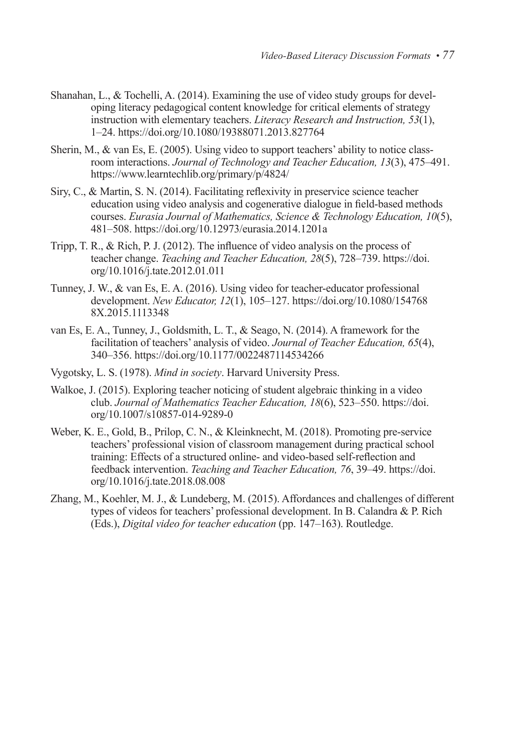Shanahan, L., & Tochelli, A. (2014). Examining the use of video study groups for developing literacy pedagogical content knowledge for critical elements of strategy instruction with elementary teachers. *Literacy Research and Instruction, 53*(1), 1–24. https://doi.org/10.1080/19388071.2013.827764

Sherin, M., & van Es, E. (2005). Using video to support teachers' ability to notice classroom interactions. *Journal of Technology and Teacher Education, 13*(3), 475–491. https://www.learntechlib.org/primary/p/4824/

Siry, C., & Martin, S. N. (2014). Facilitating reflexivity in preservice science teacher education using video analysis and cogenerative dialogue in field-based methods courses. *Eurasia Journal of Mathematics, Science & Technology Education, 10*(5), 481–508. https://doi.org/10.12973/eurasia.2014.1201a

Tripp, T. R., & Rich, P. J. (2012). The influence of video analysis on the process of teacher change. *Teaching and Teacher Education, 28*(5), 728–739. https://doi.org/10.1016/j.tate.2012.01.011

Tunney, J. W., & van Es, E. A. (2016). Using video for teacher-educator professional development. *New Educator, 12*(1), 105–127. https://doi.org/10.1080/1547688X.2015.1113348

van Es, E. A., Tunney, J., Goldsmith, L. T., & Seago, N. (2014). A framework for the facilitation of teachers' analysis of video. *Journal of Teacher Education, 65*(4), 340–356. https://doi.org/10.1177/0022487114534266

Vygotsky, L. S. (1978). *Mind in society*. Harvard University Press.

Walkoe, J. (2015). Exploring teacher noticing of student algebraic thinking in a video club. *Journal of Mathematics Teacher Education, 18*(6), 523–550. https://doi.org/10.1007/s10857-014-9289-0

Weber, K. E., Gold, B., Prilop, C. N., & Kleinknecht, M. (2018). Promoting pre-service teachers' professional vision of classroom management during practical school training: Effects of a structured online- and video-based self-reflection and feedback intervention. *Teaching and Teacher Education, 76*, 39–49. https://doi.org/10.1016/j.tate.2018.08.008

Zhang, M., Koehler, M. J., & Lundeberg, M. (2015). Affordances and challenges of different types of videos for teachers' professional development. In B. Calandra & P. Rich (Eds.), *Digital video for teacher education* (pp. 147–163). Routledge.